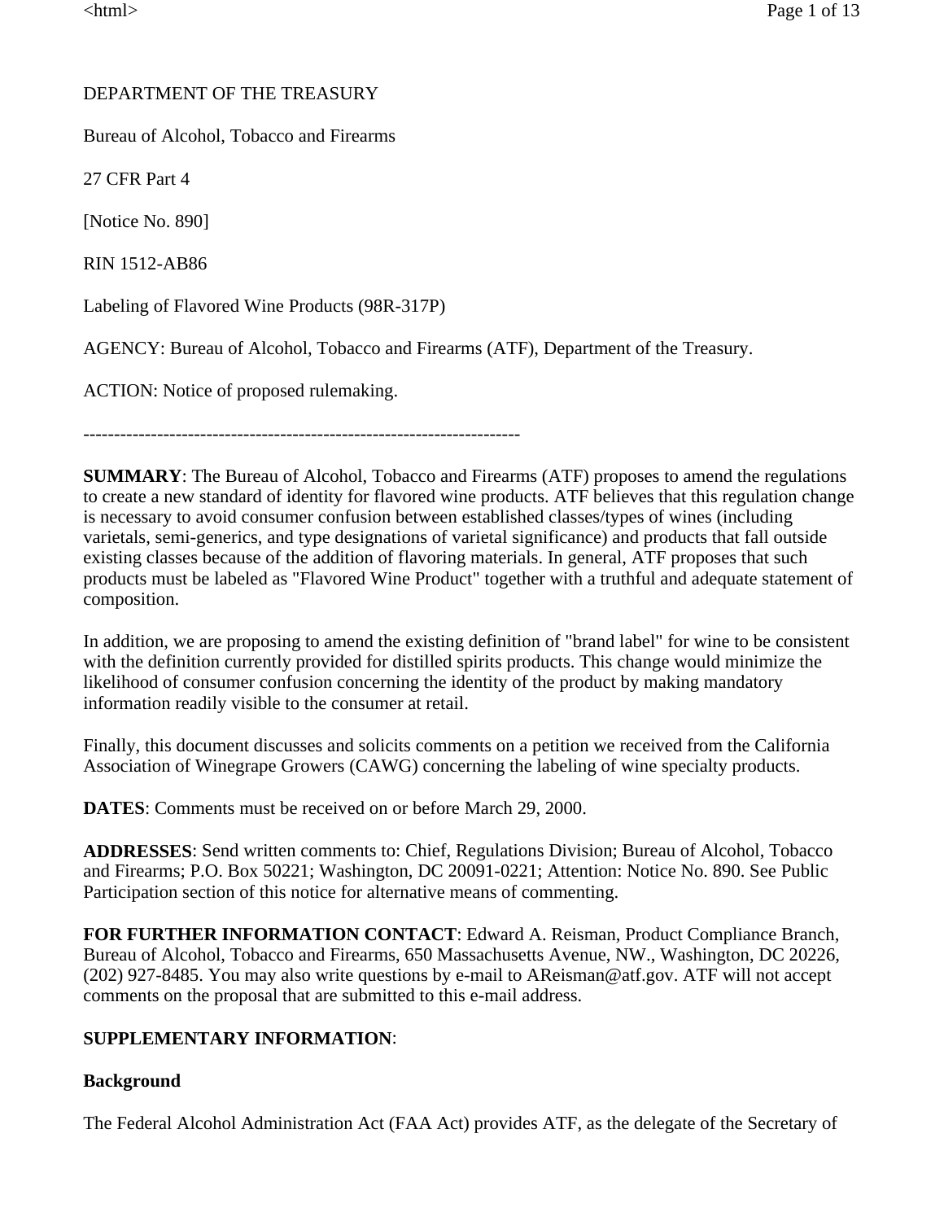DEPARTMENT OF THE TREASURY

Bureau of Alcohol, Tobacco and Firearms

27 CFR Part 4

[Notice No. 890]

RIN 1512-AB86

Labeling of Flavored Wine Products (98R-317P)

AGENCY: Bureau of Alcohol, Tobacco and Firearms (ATF), Department of the Treasury.

ACTION: Notice of proposed rulemaking.

---

**SUMMARY**: The Bureau of Alcohol, Tobacco and Firearms (ATF) proposes to amend the regulations to create a new standard of identity for flavored wine products. ATF believes that this regulation change is necessary to avoid consumer confusion between established classes/types of wines (including varietals, semi-generics, and type designations of varietal significance) and products that fall outside existing classes because of the addition of flavoring materials. In general, ATF proposes that such products must be labeled as "Flavored Wine Product" together with a truthful and adequate statement of composition.

In addition, we are proposing to amend the existing definition of "brand label" for wine to be consistent with the definition currently provided for distilled spirits products. This change would minimize the likelihood of consumer confusion concerning the identity of the product by making mandatory information readily visible to the consumer at retail.

Finally, this document discusses and solicits comments on a petition we received from the California Association of Winegrape Growers (CAWG) concerning the labeling of wine specialty products.

**DATES**: Comments must be received on or before March 29, 2000.

**ADDRESSES**: Send written comments to: Chief, Regulations Division; Bureau of Alcohol, Tobacco and Firearms; P.O. Box 50221; Washington, DC 20091-0221; Attention: Notice No. 890. See Public Participation section of this notice for alternative means of commenting.

**FOR FURTHER INFORMATION CONTACT**: Edward A. Reisman, Product Compliance Branch, Bureau of Alcohol, Tobacco and Firearms, 650 Massachusetts Avenue, NW., Washington, DC 20226, (202) 927-8485. You may also write questions by e-mail to AReisman@atf.gov. ATF will not accept comments on the proposal that are submitted to this e-mail address.

**SUPPLEMENTARY INFORMATION**:

**Background**

The Federal Alcohol Administration Act (FAA Act) provides ATF, as the delegate of the Secretary of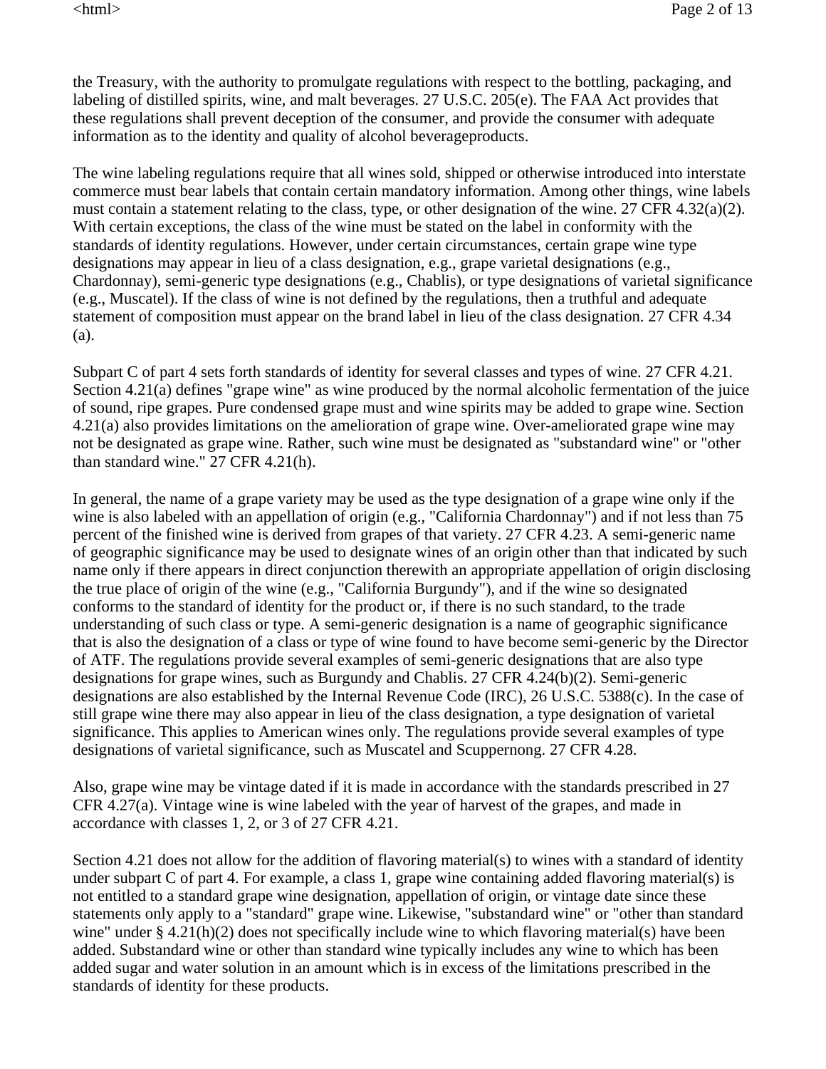the Treasury, with the authority to promulgate regulations with respect to the bottling, packaging, and labeling of distilled spirits, wine, and malt beverages. 27 U.S.C. 205(e). The FAA Act provides that these regulations shall prevent deception of the consumer, and provide the consumer with adequate information as to the identity and quality of alcohol beverageproducts.

The wine labeling regulations require that all wines sold, shipped or otherwise introduced into interstate commerce must bear labels that contain certain mandatory information. Among other things, wine labels must contain a statement relating to the class, type, or other designation of the wine. 27 CFR 4.32(a)(2). With certain exceptions, the class of the wine must be stated on the label in conformity with the standards of identity regulations. However, under certain circumstances, certain grape wine type designations may appear in lieu of a class designation, e.g., grape varietal designations (e.g., Chardonnay), semi-generic type designations (e.g., Chablis), or type designations of varietal significance (e.g., Muscatel). If the class of wine is not defined by the regulations, then a truthful and adequate statement of composition must appear on the brand label in lieu of the class designation. 27 CFR 4.34 (a).

Subpart C of part 4 sets forth standards of identity for several classes and types of wine. 27 CFR 4.21. Section 4.21(a) defines "grape wine" as wine produced by the normal alcoholic fermentation of the juice of sound, ripe grapes. Pure condensed grape must and wine spirits may be added to grape wine. Section 4.21(a) also provides limitations on the amelioration of grape wine. Over-ameliorated grape wine may not be designated as grape wine. Rather, such wine must be designated as "substandard wine" or "other than standard wine." 27 CFR 4.21(h).

In general, the name of a grape variety may be used as the type designation of a grape wine only if the wine is also labeled with an appellation of origin (e.g., "California Chardonnay") and if not less than 75 percent of the finished wine is derived from grapes of that variety. 27 CFR 4.23. A semi-generic name of geographic significance may be used to designate wines of an origin other than that indicated by such name only if there appears in direct conjunction therewith an appropriate appellation of origin disclosing the true place of origin of the wine (e.g., "California Burgundy"), and if the wine so designated conforms to the standard of identity for the product or, if there is no such standard, to the trade understanding of such class or type. A semi-generic designation is a name of geographic significance that is also the designation of a class or type of wine found to have become semi-generic by the Director of ATF. The regulations provide several examples of semi-generic designations that are also type designations for grape wines, such as Burgundy and Chablis. 27 CFR 4.24(b)(2). Semi-generic designations are also established by the Internal Revenue Code (IRC), 26 U.S.C. 5388(c). In the case of still grape wine there may also appear in lieu of the class designation, a type designation of varietal significance. This applies to American wines only. The regulations provide several examples of type designations of varietal significance, such as Muscatel and Scuppernong. 27 CFR 4.28.

Also, grape wine may be vintage dated if it is made in accordance with the standards prescribed in 27 CFR 4.27(a). Vintage wine is wine labeled with the year of harvest of the grapes, and made in accordance with classes 1, 2, or 3 of 27 CFR 4.21.

Section 4.21 does not allow for the addition of flavoring material(s) to wines with a standard of identity under subpart C of part 4. For example, a class 1, grape wine containing added flavoring material(s) is not entitled to a standard grape wine designation, appellation of origin, or vintage date since these statements only apply to a "standard" grape wine. Likewise, "substandard wine" or "other than standard wine" under § 4.21(h)(2) does not specifically include wine to which flavoring material(s) have been added. Substandard wine or other than standard wine typically includes any wine to which has been added sugar and water solution in an amount which is in excess of the limitations prescribed in the standards of identity for these products.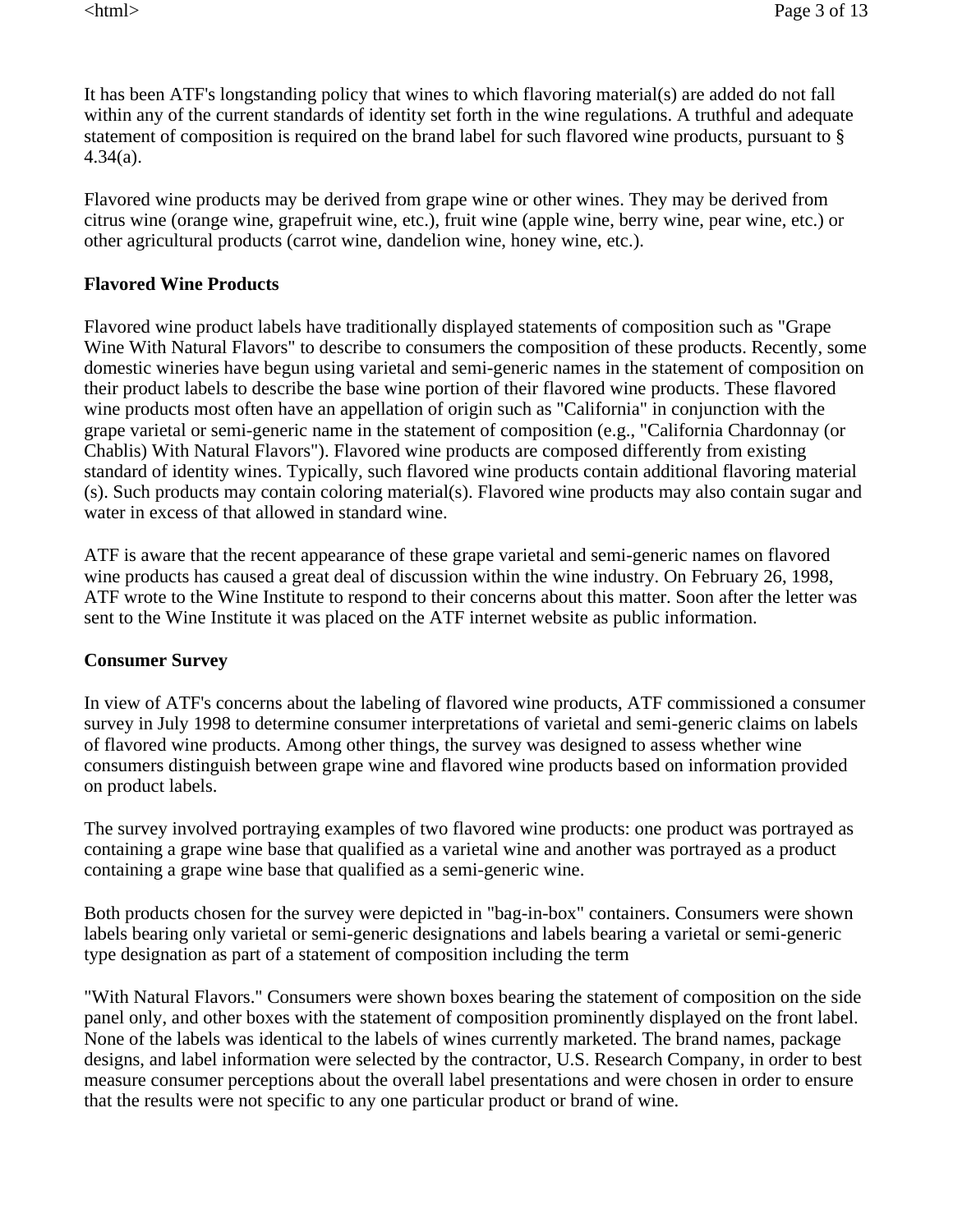It has been ATF's longstanding policy that wines to which flavoring material(s) are added do not fall within any of the current standards of identity set forth in the wine regulations. A truthful and adequate statement of composition is required on the brand label for such flavored wine products, pursuant to § 4.34(a).

Flavored wine products may be derived from grape wine or other wines. They may be derived from citrus wine (orange wine, grapefruit wine, etc.), fruit wine (apple wine, berry wine, pear wine, etc.) or other agricultural products (carrot wine, dandelion wine, honey wine, etc.).

**Flavored Wine Products**

Flavored wine product labels have traditionally displayed statements of composition such as "Grape Wine With Natural Flavors" to describe to consumers the composition of these products. Recently, some domestic wineries have begun using varietal and semi-generic names in the statement of composition on their product labels to describe the base wine portion of their flavored wine products. These flavored wine products most often have an appellation of origin such as "California" in conjunction with the grape varietal or semi-generic name in the statement of composition (e.g., "California Chardonnay (or Chablis) With Natural Flavors"). Flavored wine products are composed differently from existing standard of identity wines. Typically, such flavored wine products contain additional flavoring material (s). Such products may contain coloring material(s). Flavored wine products may also contain sugar and water in excess of that allowed in standard wine.

ATF is aware that the recent appearance of these grape varietal and semi-generic names on flavored wine products has caused a great deal of discussion within the wine industry. On February 26, 1998, ATF wrote to the Wine Institute to respond to their concerns about this matter. Soon after the letter was sent to the Wine Institute it was placed on the ATF internet website as public information.

**Consumer Survey**

In view of ATF's concerns about the labeling of flavored wine products, ATF commissioned a consumer survey in July 1998 to determine consumer interpretations of varietal and semi-generic claims on labels of flavored wine products. Among other things, the survey was designed to assess whether wine consumers distinguish between grape wine and flavored wine products based on information provided on product labels.

The survey involved portraying examples of two flavored wine products: one product was portrayed as containing a grape wine base that qualified as a varietal wine and another was portrayed as a product containing a grape wine base that qualified as a semi-generic wine.

Both products chosen for the survey were depicted in "bag-in-box" containers. Consumers were shown labels bearing only varietal or semi-generic designations and labels bearing a varietal or semi-generic type designation as part of a statement of composition including the term "With Natural Flavors." Consumers were shown boxes bearing the statement of composition on the side panel only, and other boxes with the statement of composition prominently displayed on the front label. None of the labels was identical to the labels of wines currently marketed. The brand names, package designs, and label information were selected by the contractor, U.S. Research Company, in order to best measure consumer perceptions about the overall label presentations and were chosen in order to ensure that the results were not specific to any one particular product or brand of wine.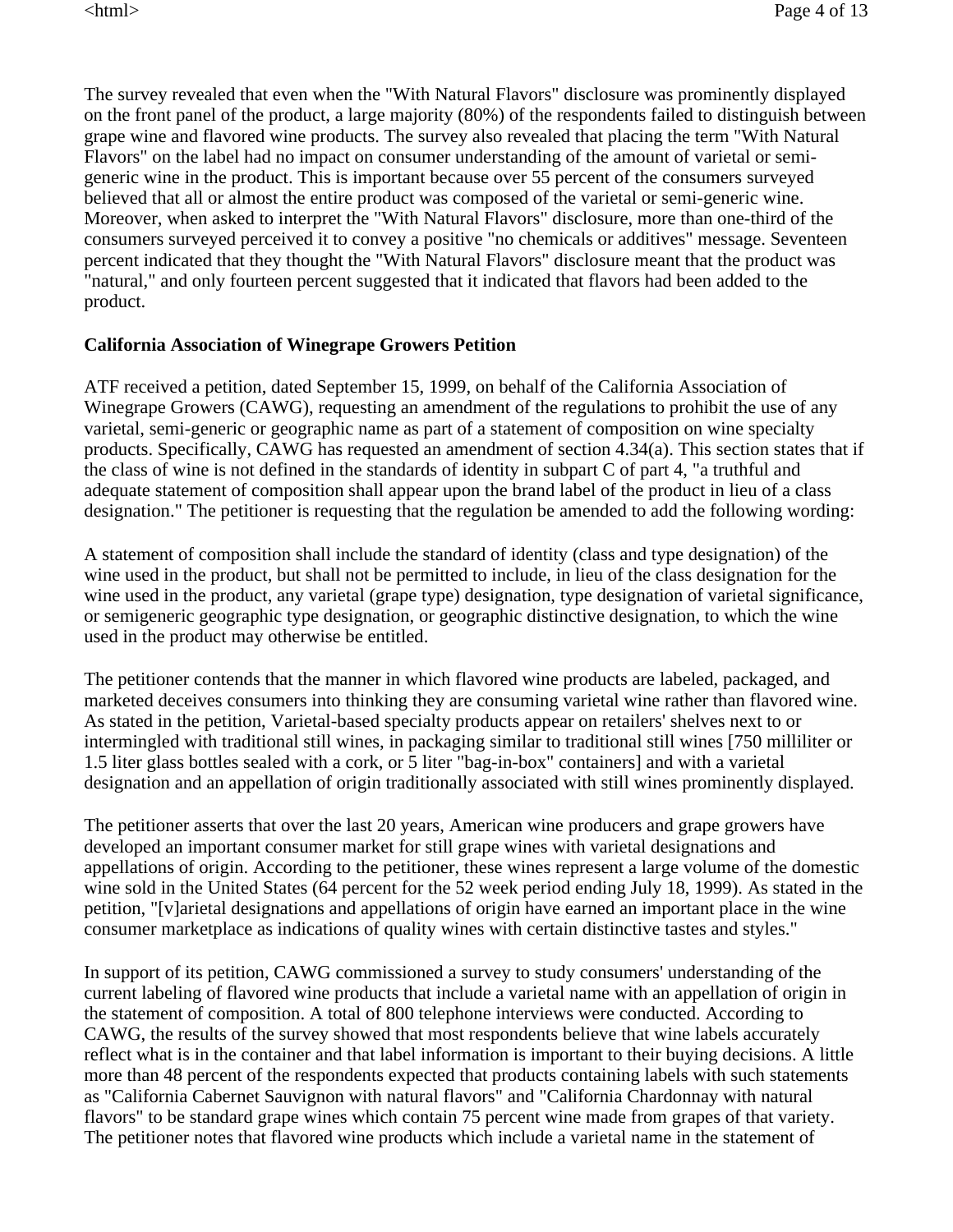The survey revealed that even when the "With Natural Flavors" disclosure was prominently displayed on the front panel of the product, a large majority (80%) of the respondents failed to distinguish between grape wine and flavored wine products. The survey also revealed that placing the term "With Natural Flavors" on the label had no impact on consumer understanding of the amount of varietal or semi-generic wine in the product. This is important because over 55 percent of the consumers surveyed believed that all or almost the entire product was composed of the varietal or semi-generic wine. Moreover, when asked to interpret the "With Natural Flavors" disclosure, more than one-third of the consumers surveyed perceived it to convey a positive "no chemicals or additives" message. Seventeen percent indicated that they thought the "With Natural Flavors" disclosure meant that the product was "natural," and only fourteen percent suggested that it indicated that flavors had been added to the product.

**California Association of Winegrape Growers Petition**

ATF received a petition, dated September 15, 1999, on behalf of the California Association of Winegrape Growers (CAWG), requesting an amendment of the regulations to prohibit the use of any varietal, semi-generic or geographic name as part of a statement of composition on wine specialty products. Specifically, CAWG has requested an amendment of section 4.34(a). This section states that if the class of wine is not defined in the standards of identity in subpart C of part 4, "a truthful and adequate statement of composition shall appear upon the brand label of the product in lieu of a class designation." The petitioner is requesting that the regulation be amended to add the following wording:

A statement of composition shall include the standard of identity (class and type designation) of the wine used in the product, but shall not be permitted to include, in lieu of the class designation for the wine used in the product, any varietal (grape type) designation, type designation of varietal significance, or semigeneric geographic type designation, or geographic distinctive designation, to which the wine used in the product may otherwise be entitled.

The petitioner contends that the manner in which flavored wine products are labeled, packaged, and marketed deceives consumers into thinking they are consuming varietal wine rather than flavored wine. As stated in the petition, Varietal-based specialty products appear on retailers' shelves next to or intermingled with traditional still wines, in packaging similar to traditional still wines [750 milliliter or 1.5 liter glass bottles sealed with a cork, or 5 liter "bag-in-box" containers] and with a varietal designation and an appellation of origin traditionally associated with still wines prominently displayed.

The petitioner asserts that over the last 20 years, American wine producers and grape growers have developed an important consumer market for still grape wines with varietal designations and appellations of origin. According to the petitioner, these wines represent a large volume of the domestic wine sold in the United States (64 percent for the 52 week period ending July 18, 1999). As stated in the petition, "[v]arietal designations and appellations of origin have earned an important place in the wine consumer marketplace as indications of quality wines with certain distinctive tastes and styles."

In support of its petition, CAWG commissioned a survey to study consumers' understanding of the current labeling of flavored wine products that include a varietal name with an appellation of origin in the statement of composition. A total of 800 telephone interviews were conducted. According to CAWG, the results of the survey showed that most respondents believe that wine labels accurately reflect what is in the container and that label information is important to their buying decisions. A little more than 48 percent of the respondents expected that products containing labels with such statements as "California Cabernet Sauvignon with natural flavors" and "California Chardonnay with natural flavors" to be standard grape wines which contain 75 percent wine made from grapes of that variety. The petitioner notes that flavored wine products which include a varietal name in the statement of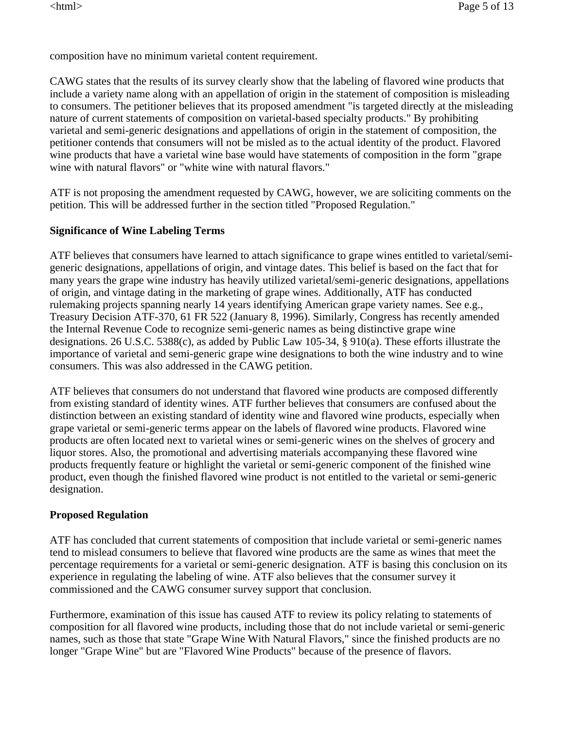composition have no minimum varietal content requirement.

CAWG states that the results of its survey clearly show that the labeling of flavored wine products that include a variety name along with an appellation of origin in the statement of composition is misleading to consumers. The petitioner believes that its proposed amendment "is targeted directly at the misleading nature of current statements of composition on varietal-based specialty products." By prohibiting varietal and semi-generic designations and appellations of origin in the statement of composition, the petitioner contends that consumers will not be misled as to the actual identity of the product. Flavored wine products that have a varietal wine base would have statements of composition in the form "grape wine with natural flavors" or "white wine with natural flavors."

ATF is not proposing the amendment requested by CAWG, however, we are soliciting comments on the petition. This will be addressed further in the section titled "Proposed Regulation."

**Significance of Wine Labeling Terms**

ATF believes that consumers have learned to attach significance to grape wines entitled to varietal/semi-generic designations, appellations of origin, and vintage dates. This belief is based on the fact that for many years the grape wine industry has heavily utilized varietal/semi-generic designations, appellations of origin, and vintage dating in the marketing of grape wines. Additionally, ATF has conducted rulemaking projects spanning nearly 14 years identifying American grape variety names. See e.g., Treasury Decision ATF-370, 61 FR 522 (January 8, 1996). Similarly, Congress has recently amended the Internal Revenue Code to recognize semi-generic names as being distinctive grape wine designations. 26 U.S.C. 5388(c), as added by Public Law 105-34, § 910(a). These efforts illustrate the importance of varietal and semi-generic grape wine designations to both the wine industry and to wine consumers. This was also addressed in the CAWG petition.

ATF believes that consumers do not understand that flavored wine products are composed differently from existing standard of identity wines. ATF further believes that consumers are confused about the distinction between an existing standard of identity wine and flavored wine products, especially when grape varietal or semi-generic terms appear on the labels of flavored wine products. Flavored wine products are often located next to varietal wines or semi-generic wines on the shelves of grocery and liquor stores. Also, the promotional and advertising materials accompanying these flavored wine products frequently feature or highlight the varietal or semi-generic component of the finished wine product, even though the finished flavored wine product is not entitled to the varietal or semi-generic designation.

**Proposed Regulation**

ATF has concluded that current statements of composition that include varietal or semi-generic names tend to mislead consumers to believe that flavored wine products are the same as wines that meet the percentage requirements for a varietal or semi-generic designation. ATF is basing this conclusion on its experience in regulating the labeling of wine. ATF also believes that the consumer survey it commissioned and the CAWG consumer survey support that conclusion.

Furthermore, examination of this issue has caused ATF to review its policy relating to statements of composition for all flavored wine products, including those that do not include varietal or semi-generic names, such as those that state "Grape Wine With Natural Flavors," since the finished products are no longer "Grape Wine" but are "Flavored Wine Products" because of the presence of flavors.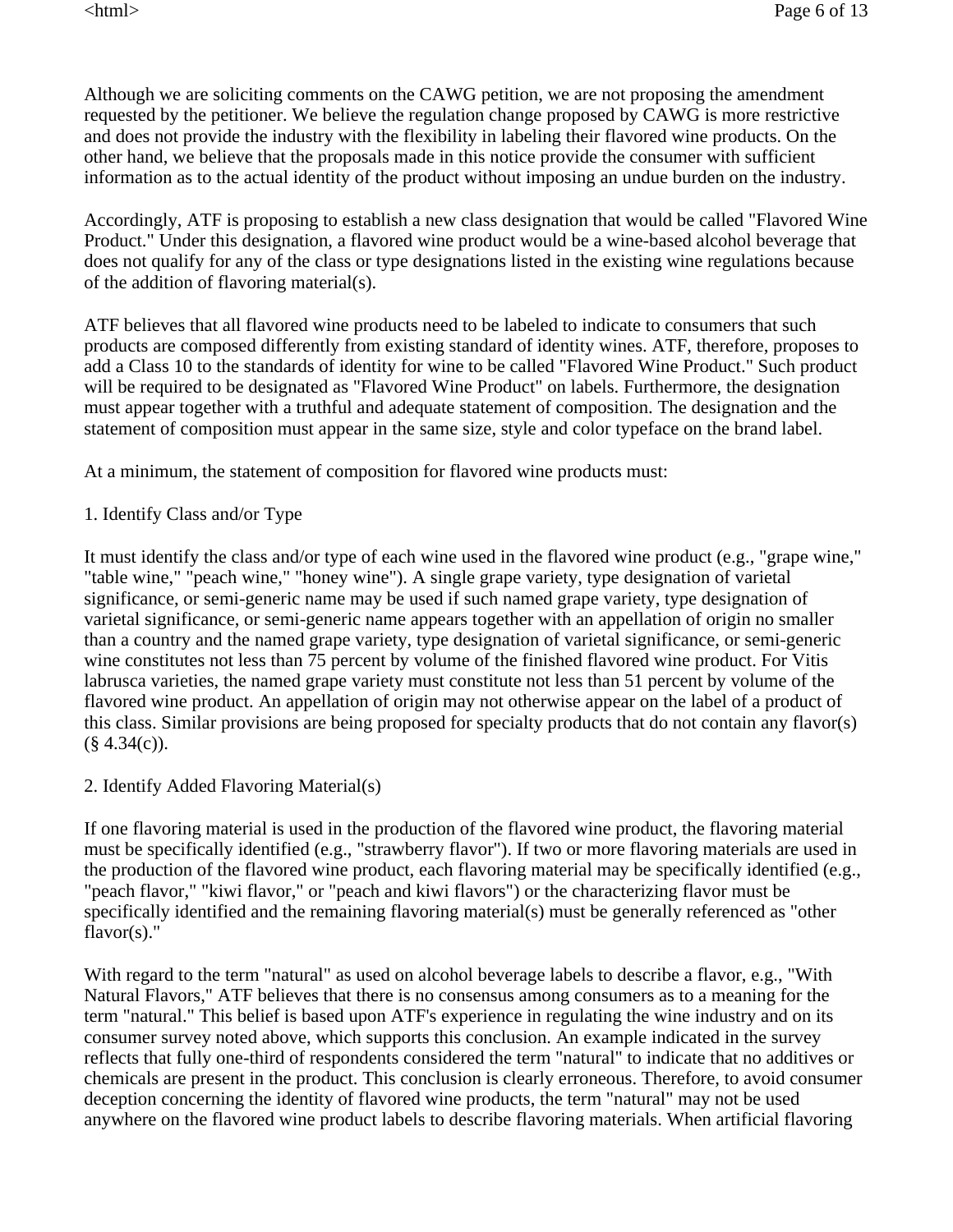Although we are soliciting comments on the CAWG petition, we are not proposing the amendment requested by the petitioner. We believe the regulation change proposed by CAWG is more restrictive and does not provide the industry with the flexibility in labeling their flavored wine products. On the other hand, we believe that the proposals made in this notice provide the consumer with sufficient information as to the actual identity of the product without imposing an undue burden on the industry.

Accordingly, ATF is proposing to establish a new class designation that would be called "Flavored Wine Product." Under this designation, a flavored wine product would be a wine-based alcohol beverage that does not qualify for any of the class or type designations listed in the existing wine regulations because of the addition of flavoring material(s).

ATF believes that all flavored wine products need to be labeled to indicate to consumers that such products are composed differently from existing standard of identity wines. ATF, therefore, proposes to add a Class 10 to the standards of identity for wine to be called "Flavored Wine Product." Such product will be required to be designated as "Flavored Wine Product" on labels. Furthermore, the designation must appear together with a truthful and adequate statement of composition. The designation and the statement of composition must appear in the same size, style and color typeface on the brand label.

At a minimum, the statement of composition for flavored wine products must:

1. Identify Class and/or Type

It must identify the class and/or type of each wine used in the flavored wine product (e.g., "grape wine," "table wine," "peach wine," "honey wine"). A single grape variety, type designation of varietal significance, or semi-generic name may be used if such named grape variety, type designation of varietal significance, or semi-generic name appears together with an appellation of origin no smaller than a country and the named grape variety, type designation of varietal significance, or semi-generic wine constitutes not less than 75 percent by volume of the finished flavored wine product. For Vitis labrusca varieties, the named grape variety must constitute not less than 51 percent by volume of the flavored wine product. An appellation of origin may not otherwise appear on the label of a product of this class. Similar provisions are being proposed for specialty products that do not contain any flavor(s) (§ 4.34(c)).

2. Identify Added Flavoring Material(s)

If one flavoring material is used in the production of the flavored wine product, the flavoring material must be specifically identified (e.g., "strawberry flavor"). If two or more flavoring materials are used in the production of the flavored wine product, each flavoring material may be specifically identified (e.g., "peach flavor," "kiwi flavor," or "peach and kiwi flavors") or the characterizing flavor must be specifically identified and the remaining flavoring material(s) must be generally referenced as "other flavor(s)."

With regard to the term "natural" as used on alcohol beverage labels to describe a flavor, e.g., "With Natural Flavors," ATF believes that there is no consensus among consumers as to a meaning for the term "natural." This belief is based upon ATF's experience in regulating the wine industry and on its consumer survey noted above, which supports this conclusion. An example indicated in the survey reflects that fully one-third of respondents considered the term "natural" to indicate that no additives or chemicals are present in the product. This conclusion is clearly erroneous. Therefore, to avoid consumer deception concerning the identity of flavored wine products, the term "natural" may not be used anywhere on the flavored wine product labels to describe flavoring materials. When artificial flavoring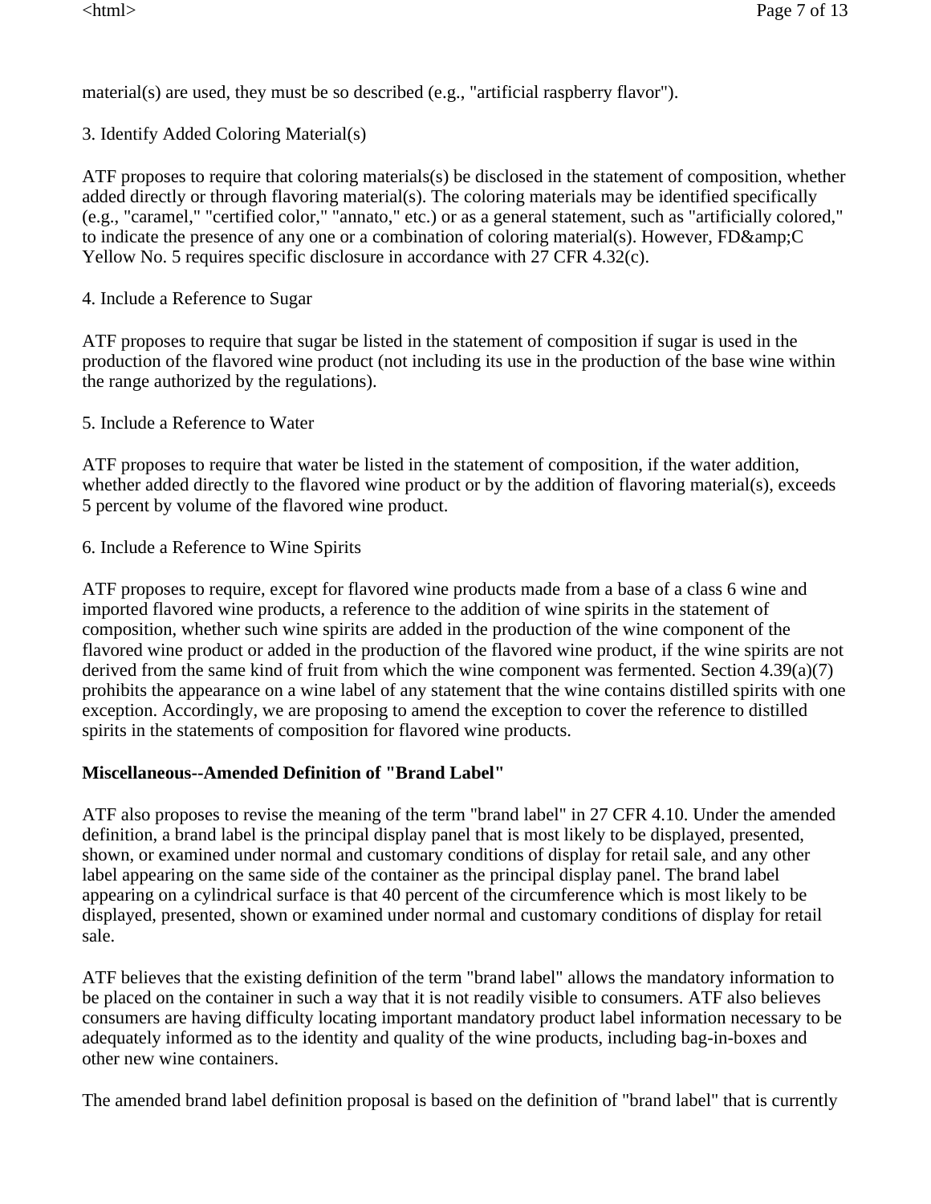material(s) are used, they must be so described (e.g., "artificial raspberry flavor").

3. Identify Added Coloring Material(s)

ATF proposes to require that coloring materials(s) be disclosed in the statement of composition, whether added directly or through flavoring material(s). The coloring materials may be identified specifically (e.g., "caramel," "certified color," "annato," etc.) or as a general statement, such as "artificially colored," to indicate the presence of any one or a combination of coloring material(s). However, FD&amp;C Yellow No. 5 requires specific disclosure in accordance with 27 CFR 4.32(c).

4. Include a Reference to Sugar

ATF proposes to require that sugar be listed in the statement of composition if sugar is used in the production of the flavored wine product (not including its use in the production of the base wine within the range authorized by the regulations).

5. Include a Reference to Water

ATF proposes to require that water be listed in the statement of composition, if the water addition, whether added directly to the flavored wine product or by the addition of flavoring material(s), exceeds 5 percent by volume of the flavored wine product.

6. Include a Reference to Wine Spirits

ATF proposes to require, except for flavored wine products made from a base of a class 6 wine and imported flavored wine products, a reference to the addition of wine spirits in the statement of composition, whether such wine spirits are added in the production of the wine component of the flavored wine product or added in the production of the flavored wine product, if the wine spirits are not derived from the same kind of fruit from which the wine component was fermented. Section 4.39(a)(7) prohibits the appearance on a wine label of any statement that the wine contains distilled spirits with one exception. Accordingly, we are proposing to amend the exception to cover the reference to distilled spirits in the statements of composition for flavored wine products.

**Miscellaneous--Amended Definition of "Brand Label"**

ATF also proposes to revise the meaning of the term "brand label" in 27 CFR 4.10. Under the amended definition, a brand label is the principal display panel that is most likely to be displayed, presented, shown, or examined under normal and customary conditions of display for retail sale, and any other label appearing on the same side of the container as the principal display panel. The brand label appearing on a cylindrical surface is that 40 percent of the circumference which is most likely to be displayed, presented, shown or examined under normal and customary conditions of display for retail sale.

ATF believes that the existing definition of the term "brand label" allows the mandatory information to be placed on the container in such a way that it is not readily visible to consumers. ATF also believes consumers are having difficulty locating important mandatory product label information necessary to be adequately informed as to the identity and quality of the wine products, including bag-in-boxes and other new wine containers.

The amended brand label definition proposal is based on the definition of "brand label" that is currently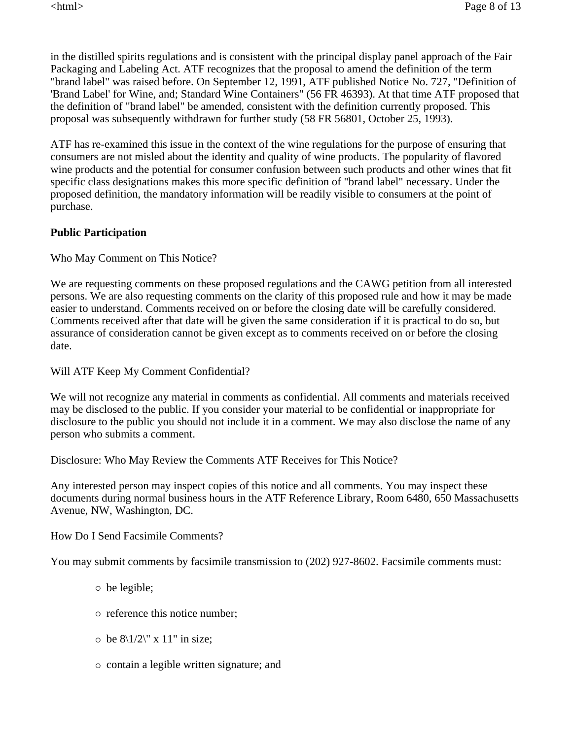in the distilled spirits regulations and is consistent with the principal display panel approach of the Fair Packaging and Labeling Act. ATF recognizes that the proposal to amend the definition of the term "brand label" was raised before. On September 12, 1991, ATF published Notice No. 727, "Definition of 'Brand Label' for Wine, and; Standard Wine Containers" (56 FR 46393). At that time ATF proposed that the definition of "brand label" be amended, consistent with the definition currently proposed. This proposal was subsequently withdrawn for further study (58 FR 56801, October 25, 1993).

ATF has re-examined this issue in the context of the wine regulations for the purpose of ensuring that consumers are not misled about the identity and quality of wine products. The popularity of flavored wine products and the potential for consumer confusion between such products and other wines that fit specific class designations makes this more specific definition of "brand label" necessary. Under the proposed definition, the mandatory information will be readily visible to consumers at the point of purchase.

**Public Participation**

Who May Comment on This Notice?

We are requesting comments on these proposed regulations and the CAWG petition from all interested persons. We are also requesting comments on the clarity of this proposed rule and how it may be made easier to understand. Comments received on or before the closing date will be carefully considered. Comments received after that date will be given the same consideration if it is practical to do so, but assurance of consideration cannot be given except as to comments received on or before the closing date.

Will ATF Keep My Comment Confidential?

We will not recognize any material in comments as confidential. All comments and materials received may be disclosed to the public. If you consider your material to be confidential or inappropriate for disclosure to the public you should not include it in a comment. We may also disclose the name of any person who submits a comment.

Disclosure: Who May Review the Comments ATF Receives for This Notice?

Any interested person may inspect copies of this notice and all comments. You may inspect these documents during normal business hours in the ATF Reference Library, Room 6480, 650 Massachusetts Avenue, NW, Washington, DC.

How Do I Send Facsimile Comments?

You may submit comments by facsimile transmission to (202) 927-8602. Facsimile comments must:

- be legible;
- reference this notice number;
- be 8\1/2\" x 11" in size;
- contain a legible written signature; and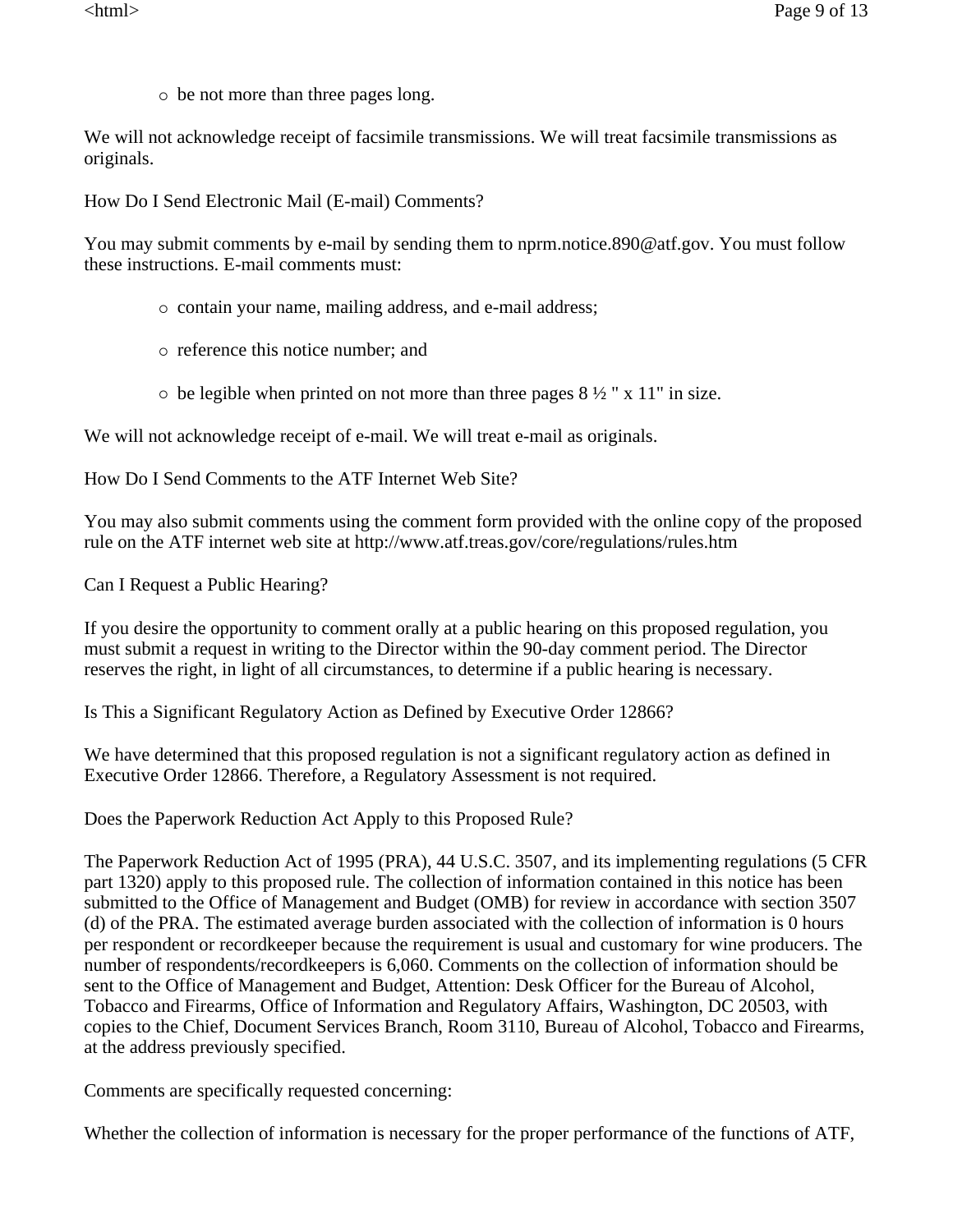- be not more than three pages long.

We will not acknowledge receipt of facsimile transmissions. We will treat facsimile transmissions as originals.

How Do I Send Electronic Mail (E-mail) Comments?

You may submit comments by e-mail by sending them to nprm.notice.890@atf.gov. You must follow these instructions. E-mail comments must:

- contain your name, mailing address, and e-mail address;
- reference this notice number; and
- be legible when printed on not more than three pages 8 ½ " x 11" in size.

We will not acknowledge receipt of e-mail. We will treat e-mail as originals.

How Do I Send Comments to the ATF Internet Web Site?

You may also submit comments using the comment form provided with the online copy of the proposed rule on the ATF internet web site at http://www.atf.treas.gov/core/regulations/rules.htm

Can I Request a Public Hearing?

If you desire the opportunity to comment orally at a public hearing on this proposed regulation, you must submit a request in writing to the Director within the 90-day comment period. The Director reserves the right, in light of all circumstances, to determine if a public hearing is necessary.

Is This a Significant Regulatory Action as Defined by Executive Order 12866?

We have determined that this proposed regulation is not a significant regulatory action as defined in Executive Order 12866. Therefore, a Regulatory Assessment is not required.

Does the Paperwork Reduction Act Apply to this Proposed Rule?

The Paperwork Reduction Act of 1995 (PRA), 44 U.S.C. 3507, and its implementing regulations (5 CFR part 1320) apply to this proposed rule. The collection of information contained in this notice has been submitted to the Office of Management and Budget (OMB) for review in accordance with section 3507 (d) of the PRA. The estimated average burden associated with the collection of information is 0 hours per respondent or recordkeeper because the requirement is usual and customary for wine producers. The number of respondents/recordkeepers is 6,060. Comments on the collection of information should be sent to the Office of Management and Budget, Attention: Desk Officer for the Bureau of Alcohol, Tobacco and Firearms, Office of Information and Regulatory Affairs, Washington, DC 20503, with copies to the Chief, Document Services Branch, Room 3110, Bureau of Alcohol, Tobacco and Firearms, at the address previously specified.

Comments are specifically requested concerning:

Whether the collection of information is necessary for the proper performance of the functions of ATF,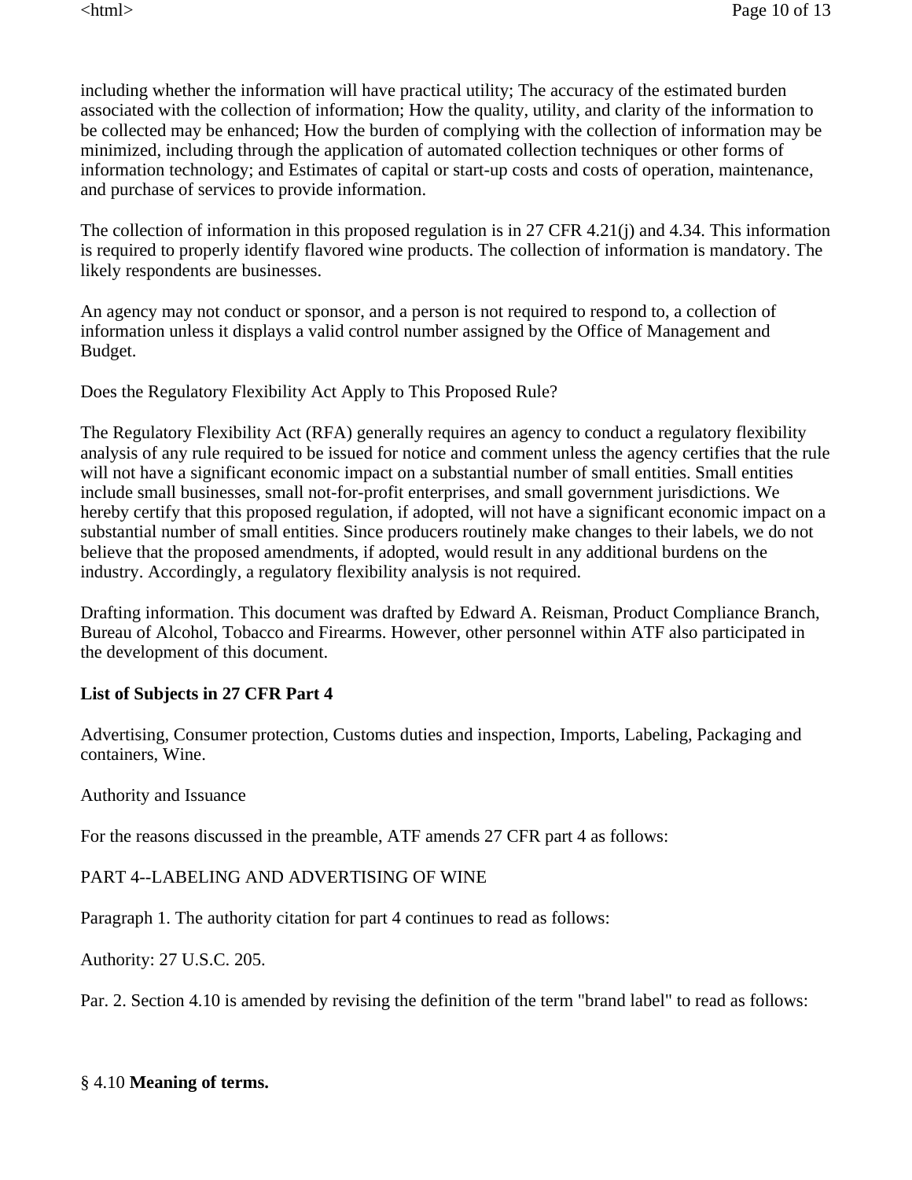including whether the information will have practical utility; The accuracy of the estimated burden associated with the collection of information; How the quality, utility, and clarity of the information to be collected may be enhanced; How the burden of complying with the collection of information may be minimized, including through the application of automated collection techniques or other forms of information technology; and Estimates of capital or start-up costs and costs of operation, maintenance, and purchase of services to provide information.

The collection of information in this proposed regulation is in 27 CFR 4.21(j) and 4.34. This information is required to properly identify flavored wine products. The collection of information is mandatory. The likely respondents are businesses.

An agency may not conduct or sponsor, and a person is not required to respond to, a collection of information unless it displays a valid control number assigned by the Office of Management and Budget.

Does the Regulatory Flexibility Act Apply to This Proposed Rule?

The Regulatory Flexibility Act (RFA) generally requires an agency to conduct a regulatory flexibility analysis of any rule required to be issued for notice and comment unless the agency certifies that the rule will not have a significant economic impact on a substantial number of small entities. Small entities include small businesses, small not-for-profit enterprises, and small government jurisdictions. We hereby certify that this proposed regulation, if adopted, will not have a significant economic impact on a substantial number of small entities. Since producers routinely make changes to their labels, we do not believe that the proposed amendments, if adopted, would result in any additional burdens on the industry. Accordingly, a regulatory flexibility analysis is not required.

Drafting information. This document was drafted by Edward A. Reisman, Product Compliance Branch, Bureau of Alcohol, Tobacco and Firearms. However, other personnel within ATF also participated in the development of this document.

**List of Subjects in 27 CFR Part 4**

Advertising, Consumer protection, Customs duties and inspection, Imports, Labeling, Packaging and containers, Wine.

Authority and Issuance

For the reasons discussed in the preamble, ATF amends 27 CFR part 4 as follows:

PART 4--LABELING AND ADVERTISING OF WINE

Paragraph 1. The authority citation for part 4 continues to read as follows:

Authority: 27 U.S.C. 205.

Par. 2. Section 4.10 is amended by revising the definition of the term "brand label" to read as follows:

§ 4.10 **Meaning of terms.**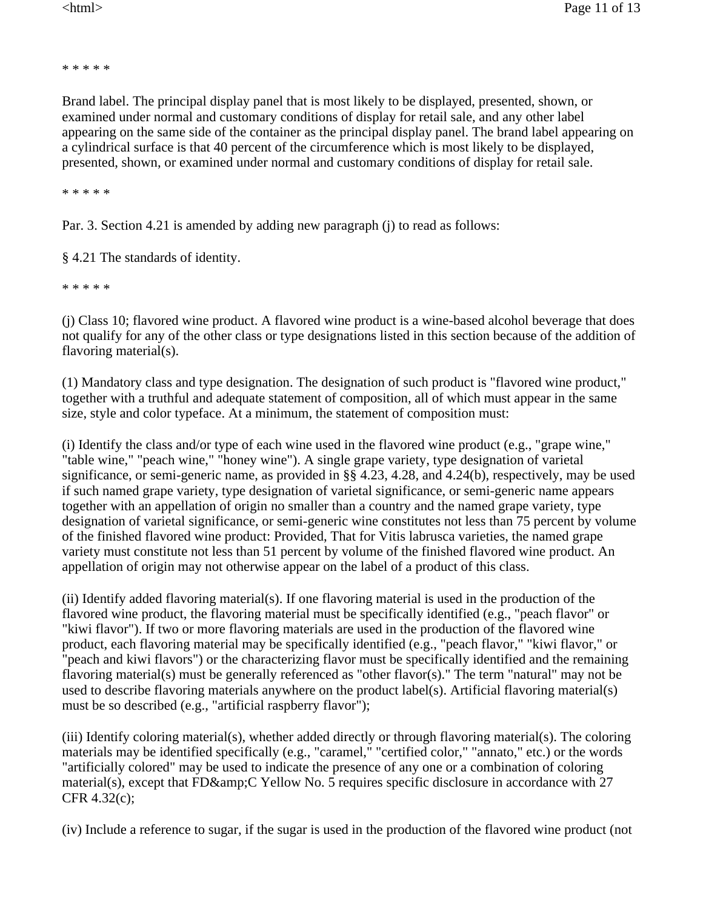* * * * *

Brand label. The principal display panel that is most likely to be displayed, presented, shown, or examined under normal and customary conditions of display for retail sale, and any other label appearing on the same side of the container as the principal display panel. The brand label appearing on a cylindrical surface is that 40 percent of the circumference which is most likely to be displayed, presented, shown, or examined under normal and customary conditions of display for retail sale.

* * * * *

Par. 3. Section 4.21 is amended by adding new paragraph (j) to read as follows:

§ 4.21 The standards of identity.

* * * * *

(j) Class 10; flavored wine product. A flavored wine product is a wine-based alcohol beverage that does not qualify for any of the other class or type designations listed in this section because of the addition of flavoring material(s).

(1) Mandatory class and type designation. The designation of such product is "flavored wine product," together with a truthful and adequate statement of composition, all of which must appear in the same size, style and color typeface. At a minimum, the statement of composition must:

(i) Identify the class and/or type of each wine used in the flavored wine product (e.g., "grape wine," "table wine," "peach wine," "honey wine"). A single grape variety, type designation of varietal significance, or semi-generic name, as provided in §§ 4.23, 4.28, and 4.24(b), respectively, may be used if such named grape variety, type designation of varietal significance, or semi-generic name appears together with an appellation of origin no smaller than a country and the named grape variety, type designation of varietal significance, or semi-generic wine constitutes not less than 75 percent by volume of the finished flavored wine product: Provided, That for Vitis labrusca varieties, the named grape variety must constitute not less than 51 percent by volume of the finished flavored wine product. An appellation of origin may not otherwise appear on the label of a product of this class.

(ii) Identify added flavoring material(s). If one flavoring material is used in the production of the flavored wine product, the flavoring material must be specifically identified (e.g., "peach flavor" or "kiwi flavor"). If two or more flavoring materials are used in the production of the flavored wine product, each flavoring material may be specifically identified (e.g., "peach flavor," "kiwi flavor," or "peach and kiwi flavors") or the characterizing flavor must be specifically identified and the remaining flavoring material(s) must be generally referenced as "other flavor(s)." The term "natural" may not be used to describe flavoring materials anywhere on the product label(s). Artificial flavoring material(s) must be so described (e.g., "artificial raspberry flavor");

(iii) Identify coloring material(s), whether added directly or through flavoring material(s). The coloring materials may be identified specifically (e.g., "caramel," "certified color," "annato," etc.) or the words "artificially colored" may be used to indicate the presence of any one or a combination of coloring material(s), except that FD&amp;C Yellow No. 5 requires specific disclosure in accordance with 27 CFR 4.32(c);

(iv) Include a reference to sugar, if the sugar is used in the production of the flavored wine product (not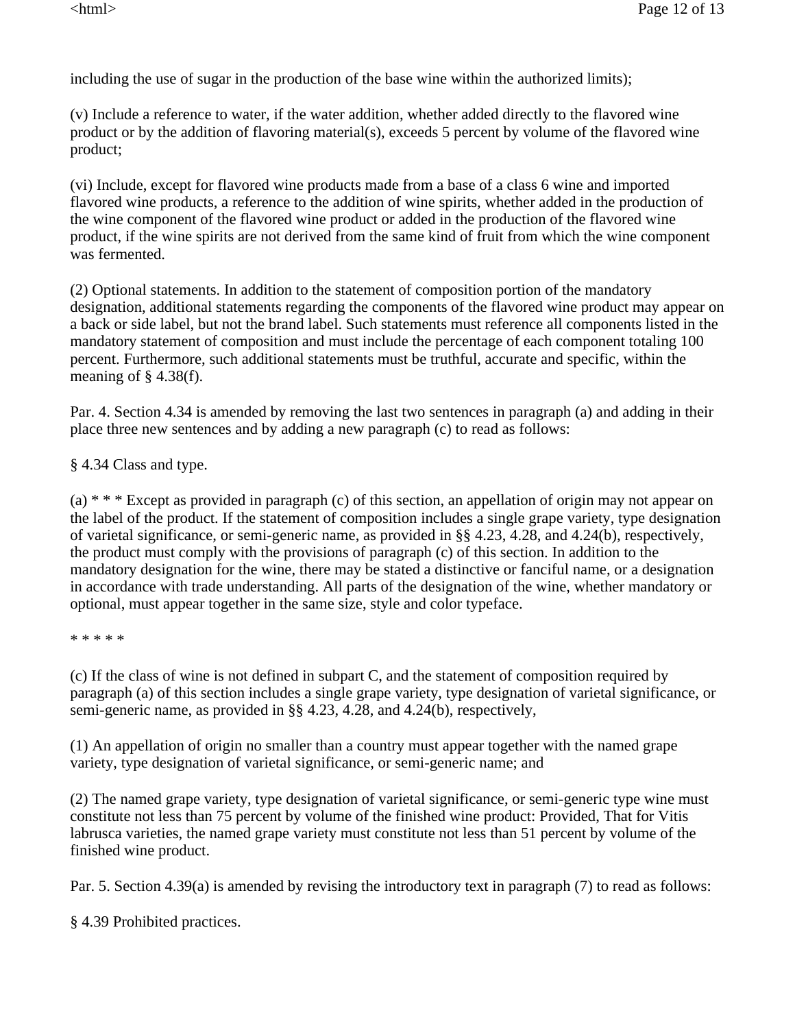including the use of sugar in the production of the base wine within the authorized limits);

(v) Include a reference to water, if the water addition, whether added directly to the flavored wine product or by the addition of flavoring material(s), exceeds 5 percent by volume of the flavored wine product;

(vi) Include, except for flavored wine products made from a base of a class 6 wine and imported flavored wine products, a reference to the addition of wine spirits, whether added in the production of the wine component of the flavored wine product or added in the production of the flavored wine product, if the wine spirits are not derived from the same kind of fruit from which the wine component was fermented.

(2) Optional statements. In addition to the statement of composition portion of the mandatory designation, additional statements regarding the components of the flavored wine product may appear on a back or side label, but not the brand label. Such statements must reference all components listed in the mandatory statement of composition and must include the percentage of each component totaling 100 percent. Furthermore, such additional statements must be truthful, accurate and specific, within the meaning of § 4.38(f).

Par. 4. Section 4.34 is amended by removing the last two sentences in paragraph (a) and adding in their place three new sentences and by adding a new paragraph (c) to read as follows:

§ 4.34 Class and type.

(a) * * * Except as provided in paragraph (c) of this section, an appellation of origin may not appear on the label of the product. If the statement of composition includes a single grape variety, type designation of varietal significance, or semi-generic name, as provided in §§ 4.23, 4.28, and 4.24(b), respectively, the product must comply with the provisions of paragraph (c) of this section. In addition to the mandatory designation for the wine, there may be stated a distinctive or fanciful name, or a designation in accordance with trade understanding. All parts of the designation of the wine, whether mandatory or optional, must appear together in the same size, style and color typeface.

* * * * *

(c) If the class of wine is not defined in subpart C, and the statement of composition required by paragraph (a) of this section includes a single grape variety, type designation of varietal significance, or semi-generic name, as provided in §§ 4.23, 4.28, and 4.24(b), respectively,

(1) An appellation of origin no smaller than a country must appear together with the named grape variety, type designation of varietal significance, or semi-generic name; and

(2) The named grape variety, type designation of varietal significance, or semi-generic type wine must constitute not less than 75 percent by volume of the finished wine product: Provided, That for Vitis labrusca varieties, the named grape variety must constitute not less than 51 percent by volume of the finished wine product.

Par. 5. Section 4.39(a) is amended by revising the introductory text in paragraph (7) to read as follows:

§ 4.39 Prohibited practices.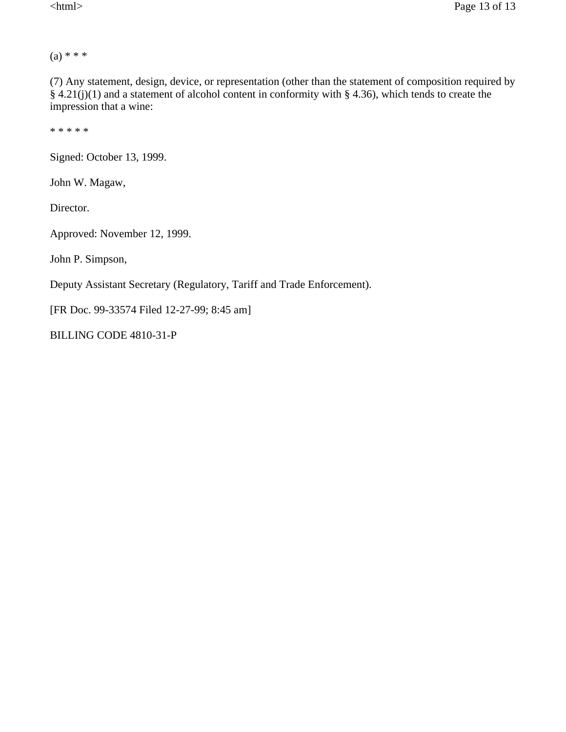(a) * * *

(7) Any statement, design, device, or representation (other than the statement of composition required by § 4.21(j)(1) and a statement of alcohol content in conformity with § 4.36), which tends to create the impression that a wine:

* * * * *

Signed: October 13, 1999.

John W. Magaw,

Director.

Approved: November 12, 1999.

John P. Simpson,

Deputy Assistant Secretary (Regulatory, Tariff and Trade Enforcement).

[FR Doc. 99-33574 Filed 12-27-99; 8:45 am]

BILLING CODE 4810-31-P